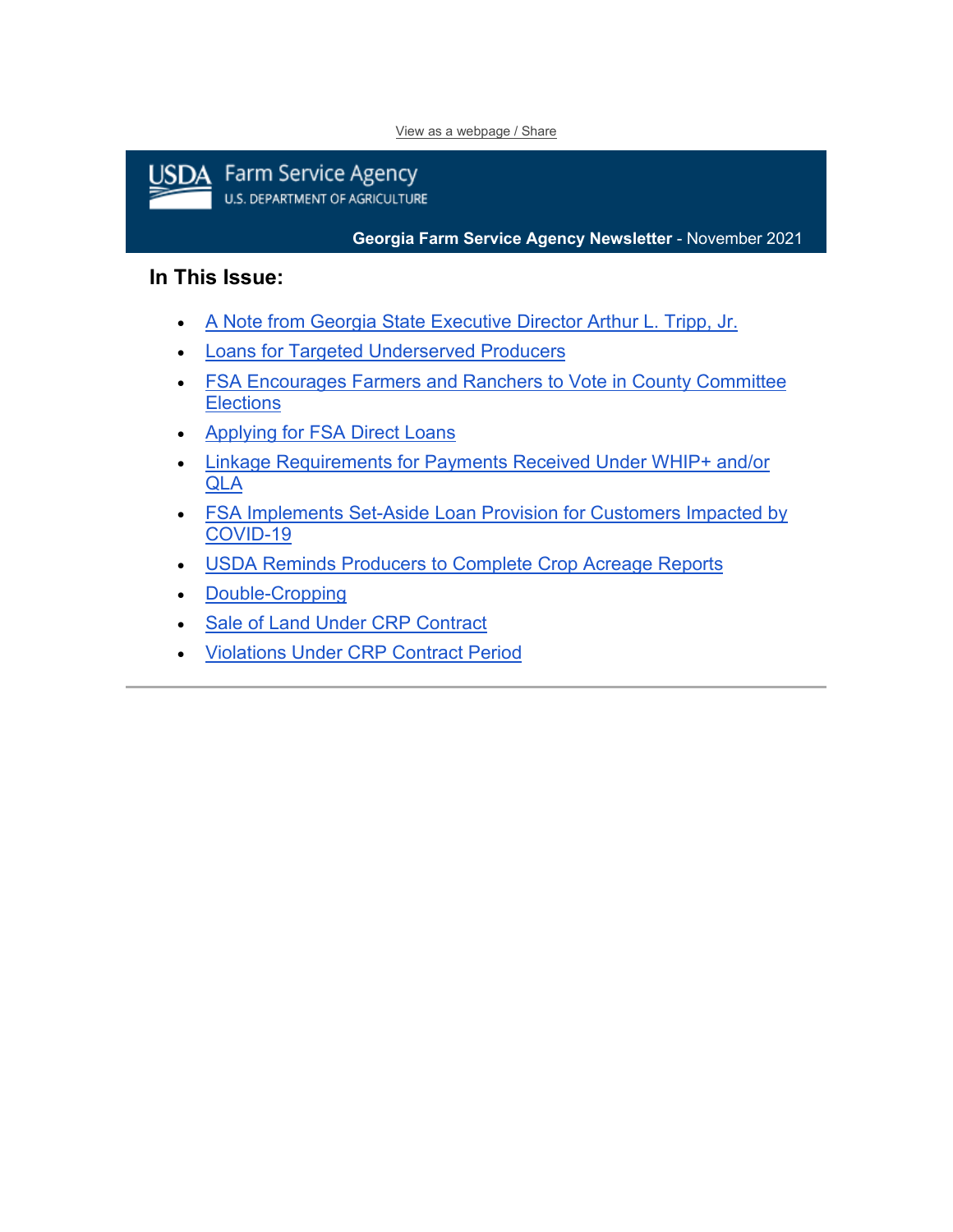View as a webpage / Share

USDA Farm Service Agency
U.S. DEPARTMENT OF AGRICULTURE

**Georgia Farm Service Agency Newsletter** - November 2021

## In This Issue:

- A Note from Georgia State Executive Director Arthur L. Tripp, Jr.
- Loans for Targeted Underserved Producers
- FSA Encourages Farmers and Ranchers to Vote in County Committee Elections
- Applying for FSA Direct Loans
- Linkage Requirements for Payments Received Under WHIP+ and/or QLA
- FSA Implements Set-Aside Loan Provision for Customers Impacted by COVID-19
- USDA Reminds Producers to Complete Crop Acreage Reports
- Double-Cropping
- Sale of Land Under CRP Contract
- Violations Under CRP Contract Period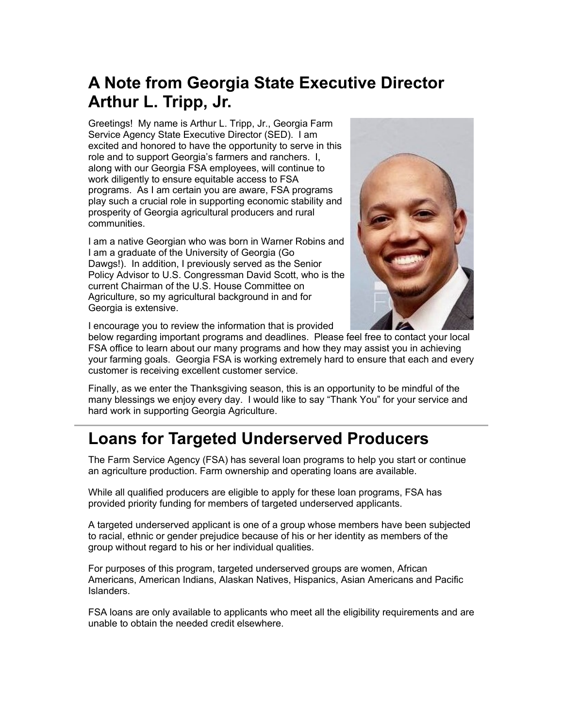## A Note from Georgia State Executive Director Arthur L. Tripp, Jr.

Greetings! My name is Arthur L. Tripp, Jr., Georgia Farm Service Agency State Executive Director (SED). I am excited and honored to have the opportunity to serve in this role and to support Georgia's farmers and ranchers. I, along with our Georgia FSA employees, will continue to work diligently to ensure equitable access to FSA programs. As I am certain you are aware, FSA programs play such a crucial role in supporting economic stability and prosperity of Georgia agricultural producers and rural communities.

I am a native Georgian who was born in Warner Robins and I am a graduate of the University of Georgia (Go Dawgs!). In addition, I previously served as the Senior Policy Advisor to U.S. Congressman David Scott, who is the current Chairman of the U.S. House Committee on Agriculture, so my agricultural background in and for Georgia is extensive.

I encourage you to review the information that is provided below regarding important programs and deadlines. Please feel free to contact your local FSA office to learn about our many programs and how they may assist you in achieving your farming goals. Georgia FSA is working extremely hard to ensure that each and every customer is receiving excellent customer service.

Finally, as we enter the Thanksgiving season, this is an opportunity to be mindful of the many blessings we enjoy every day. I would like to say "Thank You" for your service and hard work in supporting Georgia Agriculture.

---

# Loans for Targeted Underserved Producers

The Farm Service Agency (FSA) has several loan programs to help you start or continue an agriculture production. Farm ownership and operating loans are available.

While all qualified producers are eligible to apply for these loan programs, FSA has provided priority funding for members of targeted underserved applicants.

A targeted underserved applicant is one of a group whose members have been subjected to racial, ethnic or gender prejudice because of his or her identity as members of the group without regard to his or her individual qualities.

For purposes of this program, targeted underserved groups are women, African Americans, American Indians, Alaskan Natives, Hispanics, Asian Americans and Pacific Islanders.

FSA loans are only available to applicants who meet all the eligibility requirements and are unable to obtain the needed credit elsewhere.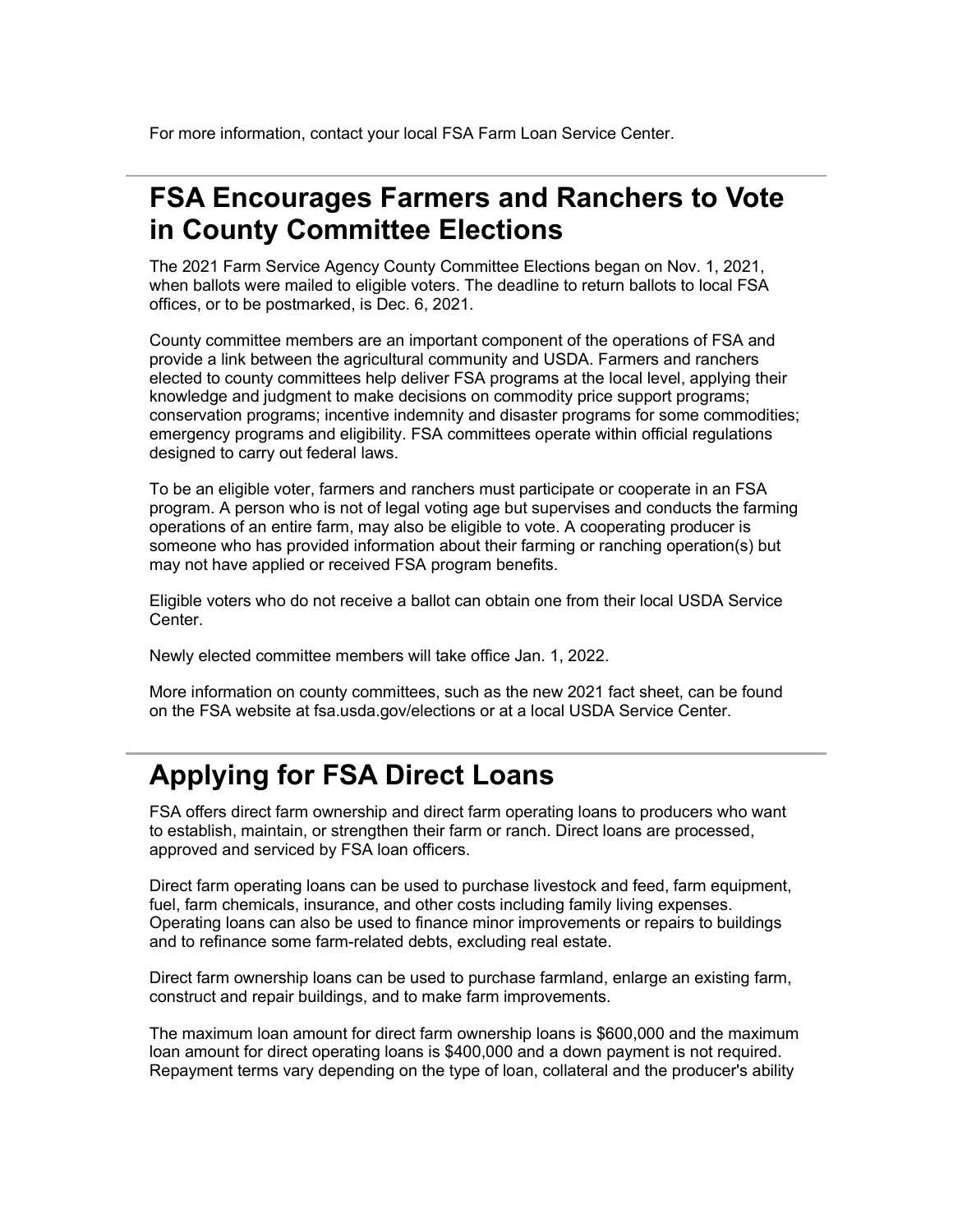For more information, contact your local FSA Farm Loan Service Center.

---

## FSA Encourages Farmers and Ranchers to Vote in County Committee Elections

The 2021 Farm Service Agency County Committee Elections began on Nov. 1, 2021, when ballots were mailed to eligible voters. The deadline to return ballots to local FSA offices, or to be postmarked, is Dec. 6, 2021.

County committee members are an important component of the operations of FSA and provide a link between the agricultural community and USDA. Farmers and ranchers elected to county committees help deliver FSA programs at the local level, applying their knowledge and judgment to make decisions on commodity price support programs; conservation programs; incentive indemnity and disaster programs for some commodities; emergency programs and eligibility. FSA committees operate within official regulations designed to carry out federal laws.

To be an eligible voter, farmers and ranchers must participate or cooperate in an FSA program. A person who is not of legal voting age but supervises and conducts the farming operations of an entire farm, may also be eligible to vote. A cooperating producer is someone who has provided information about their farming or ranching operation(s) but may not have applied or received FSA program benefits.

Eligible voters who do not receive a ballot can obtain one from their local USDA Service Center.

Newly elected committee members will take office Jan. 1, 2022.

More information on county committees, such as the new 2021 fact sheet, can be found on the FSA website at fsa.usda.gov/elections or at a local USDA Service Center.

---

## Applying for FSA Direct Loans

FSA offers direct farm ownership and direct farm operating loans to producers who want to establish, maintain, or strengthen their farm or ranch. Direct loans are processed, approved and serviced by FSA loan officers.

Direct farm operating loans can be used to purchase livestock and feed, farm equipment, fuel, farm chemicals, insurance, and other costs including family living expenses. Operating loans can also be used to finance minor improvements or repairs to buildings and to refinance some farm-related debts, excluding real estate.

Direct farm ownership loans can be used to purchase farmland, enlarge an existing farm, construct and repair buildings, and to make farm improvements.

The maximum loan amount for direct farm ownership loans is $600,000 and the maximum loan amount for direct operating loans is $400,000 and a down payment is not required. Repayment terms vary depending on the type of loan, collateral and the producer's ability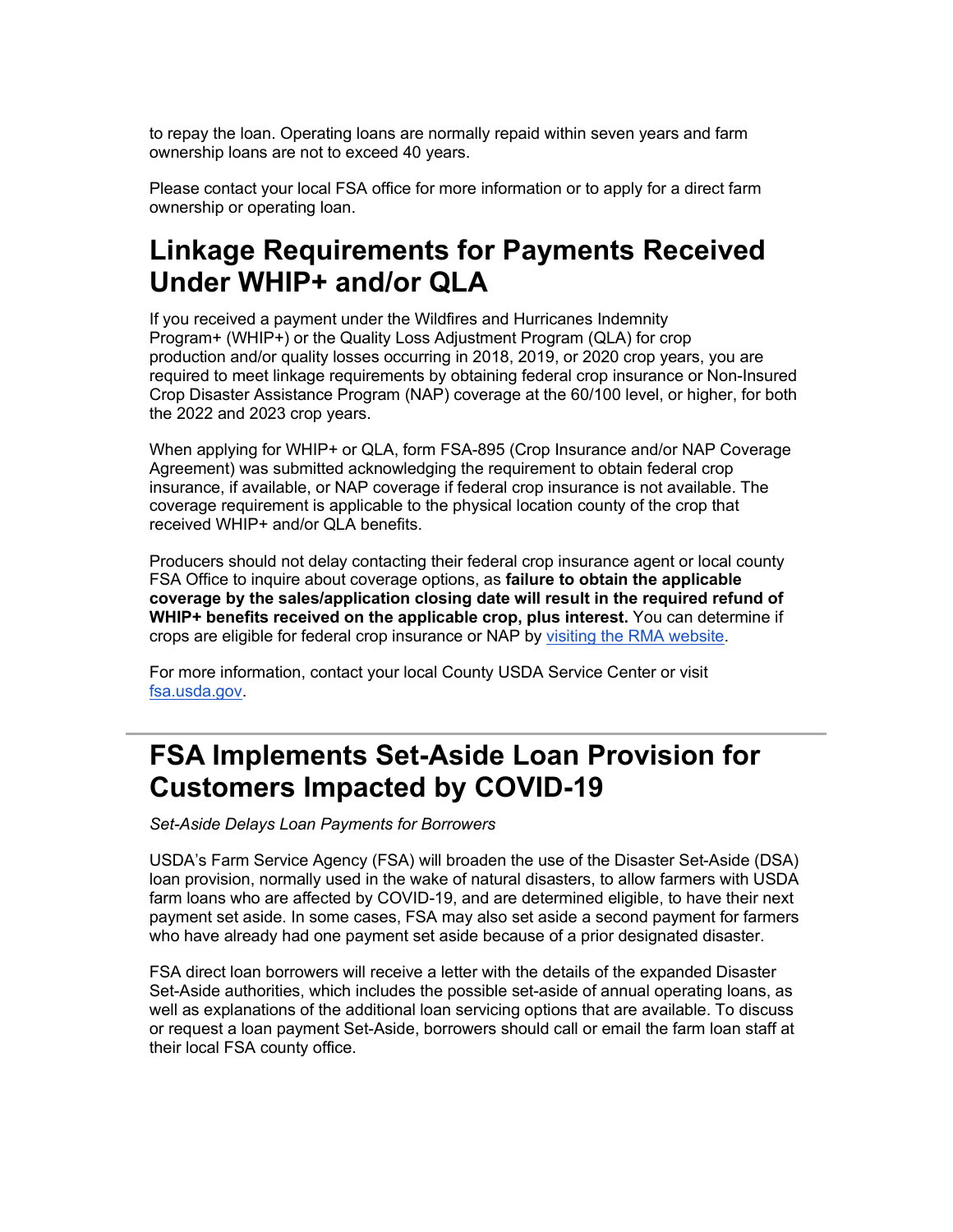to repay the loan. Operating loans are normally repaid within seven years and farm ownership loans are not to exceed 40 years.

Please contact your local FSA office for more information or to apply for a direct farm ownership or operating loan.

# Linkage Requirements for Payments Received Under WHIP+ and/or QLA

If you received a payment under the Wildfires and Hurricanes Indemnity Program+ (WHIP+) or the Quality Loss Adjustment Program (QLA) for crop production and/or quality losses occurring in 2018, 2019, or 2020 crop years, you are required to meet linkage requirements by obtaining federal crop insurance or Non-Insured Crop Disaster Assistance Program (NAP) coverage at the 60/100 level, or higher, for both the 2022 and 2023 crop years.

When applying for WHIP+ or QLA, form FSA-895 (Crop Insurance and/or NAP Coverage Agreement) was submitted acknowledging the requirement to obtain federal crop insurance, if available, or NAP coverage if federal crop insurance is not available. The coverage requirement is applicable to the physical location county of the crop that received WHIP+ and/or QLA benefits.

Producers should not delay contacting their federal crop insurance agent or local county FSA Office to inquire about coverage options, as **failure to obtain the applicable coverage by the sales/application closing date will result in the required refund of WHIP+ benefits received on the applicable crop, plus interest.** You can determine if crops are eligible for federal crop insurance or NAP by visiting the RMA website.

For more information, contact your local County USDA Service Center or visit fsa.usda.gov.

---

# FSA Implements Set-Aside Loan Provision for Customers Impacted by COVID-19

*Set-Aside Delays Loan Payments for Borrowers*

USDA's Farm Service Agency (FSA) will broaden the use of the Disaster Set-Aside (DSA) loan provision, normally used in the wake of natural disasters, to allow farmers with USDA farm loans who are affected by COVID-19, and are determined eligible, to have their next payment set aside. In some cases, FSA may also set aside a second payment for farmers who have already had one payment set aside because of a prior designated disaster.

FSA direct loan borrowers will receive a letter with the details of the expanded Disaster Set-Aside authorities, which includes the possible set-aside of annual operating loans, as well as explanations of the additional loan servicing options that are available. To discuss or request a loan payment Set-Aside, borrowers should call or email the farm loan staff at their local FSA county office.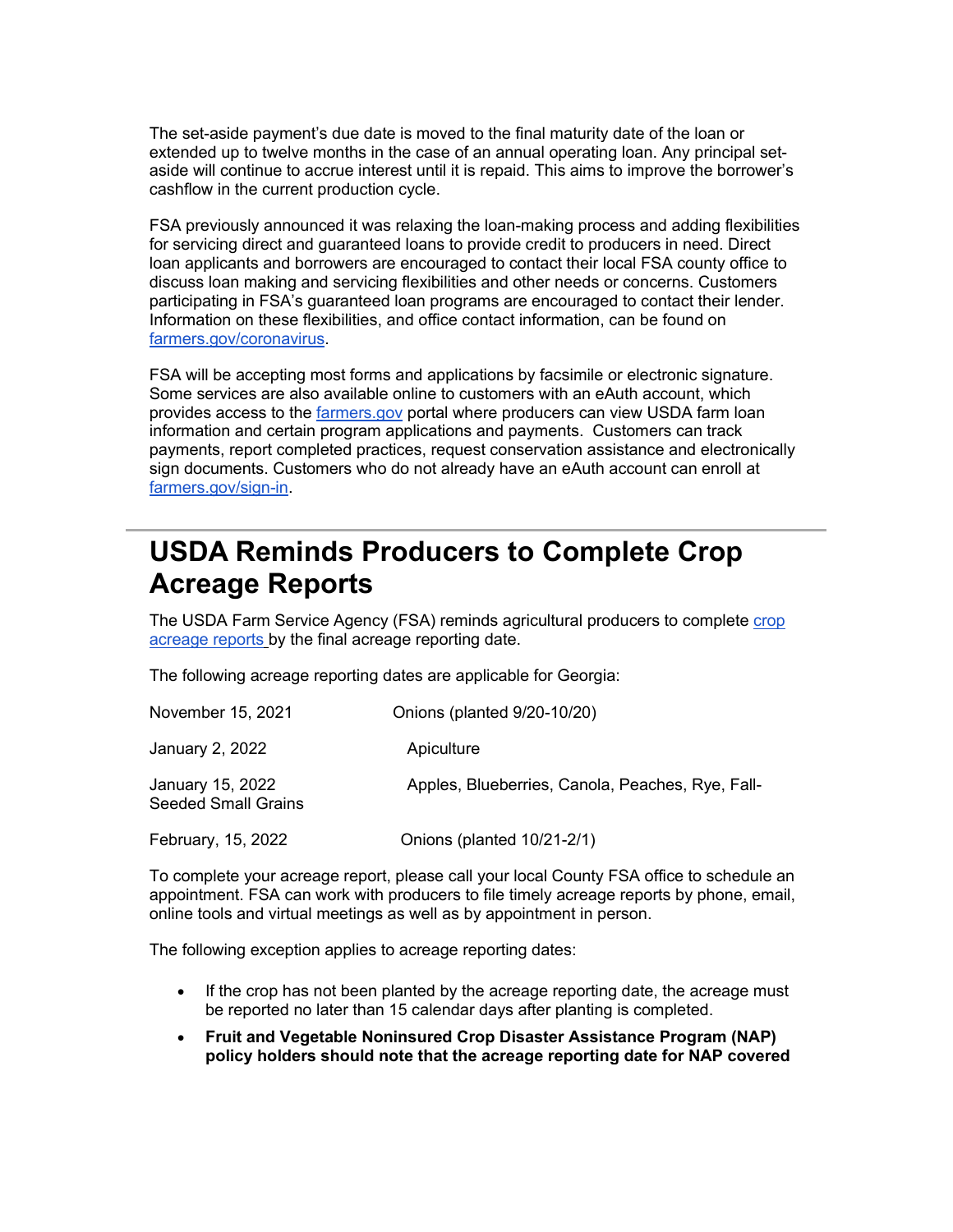The set-aside payment's due date is moved to the final maturity date of the loan or extended up to twelve months in the case of an annual operating loan. Any principal set-aside will continue to accrue interest until it is repaid. This aims to improve the borrower's cashflow in the current production cycle.

FSA previously announced it was relaxing the loan-making process and adding flexibilities for servicing direct and guaranteed loans to provide credit to producers in need. Direct loan applicants and borrowers are encouraged to contact their local FSA county office to discuss loan making and servicing flexibilities and other needs or concerns. Customers participating in FSA's guaranteed loan programs are encouraged to contact their lender. Information on these flexibilities, and office contact information, can be found on farmers.gov/coronavirus.

FSA will be accepting most forms and applications by facsimile or electronic signature. Some services are also available online to customers with an eAuth account, which provides access to the farmers.gov portal where producers can view USDA farm loan information and certain program applications and payments. Customers can track payments, report completed practices, request conservation assistance and electronically sign documents. Customers who do not already have an eAuth account can enroll at farmers.gov/sign-in.

---

# USDA Reminds Producers to Complete Crop Acreage Reports

The USDA Farm Service Agency (FSA) reminds agricultural producers to complete crop acreage reports by the final acreage reporting date.

The following acreage reporting dates are applicable for Georgia:

| | |
|---|---|
| November 15, 2021 | Onions (planted 9/20-10/20) |
| January 2, 2022 | Apiculture |
| January 15, 2022 | Apples, Blueberries, Canola, Peaches, Rye, Fall-Seeded Small Grains |
| February, 15, 2022 | Onions (planted 10/21-2/1) |

To complete your acreage report, please call your local County FSA office to schedule an appointment. FSA can work with producers to file timely acreage reports by phone, email, online tools and virtual meetings as well as by appointment in person.

The following exception applies to acreage reporting dates:

- If the crop has not been planted by the acreage reporting date, the acreage must be reported no later than 15 calendar days after planting is completed.
- **Fruit and Vegetable Noninsured Crop Disaster Assistance Program (NAP) policy holders should note that the acreage reporting date for NAP covered**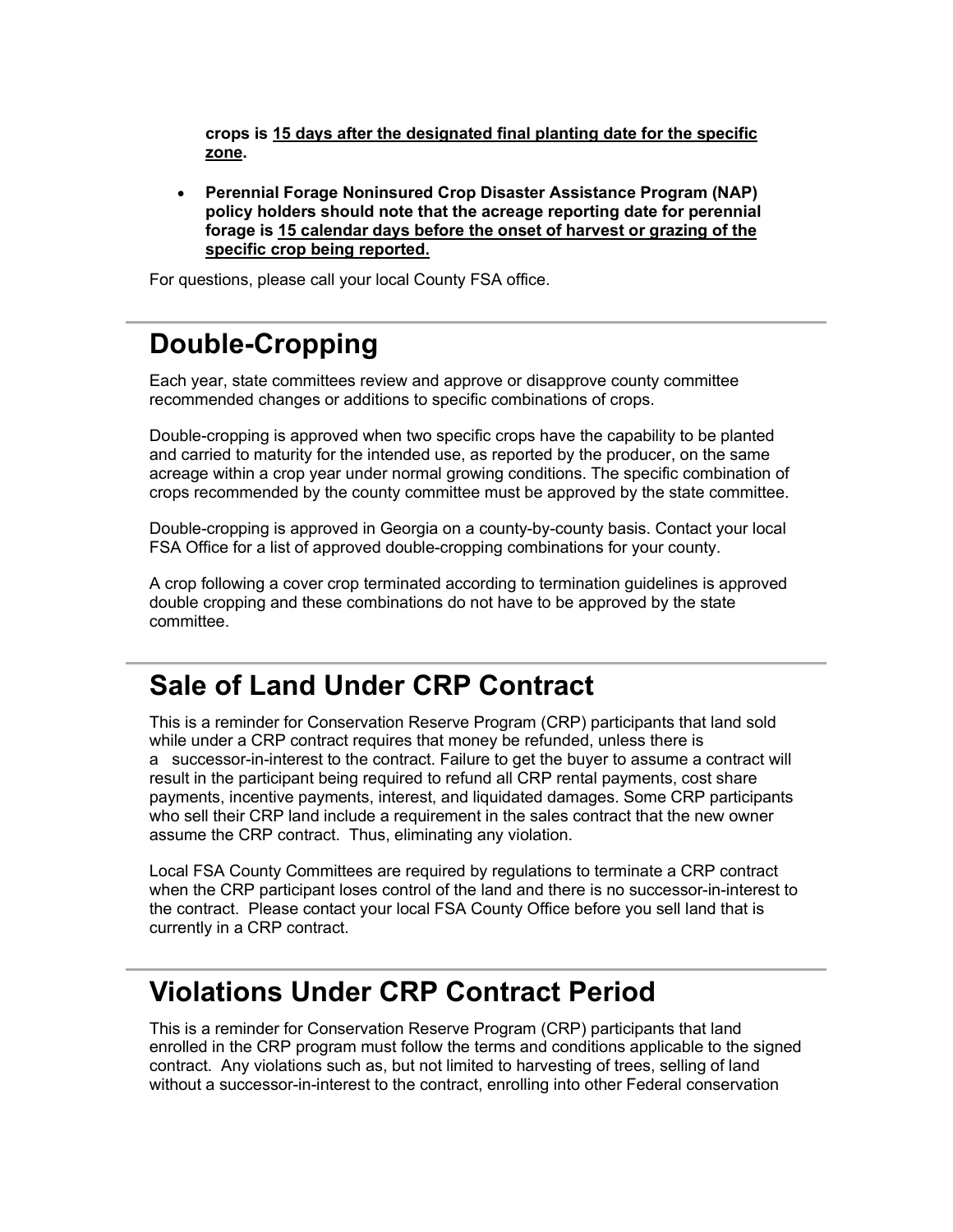**crops is <u>15 days after the designated final planting date for the specific zone</u>.**

- **Perennial Forage Noninsured Crop Disaster Assistance Program (NAP) policy holders should note that the acreage reporting date for perennial forage is <u>15 calendar days before the onset of harvest or grazing of the specific crop being reported.</u>**

For questions, please call your local County FSA office.

# Double-Cropping

Each year, state committees review and approve or disapprove county committee recommended changes or additions to specific combinations of crops.

Double-cropping is approved when two specific crops have the capability to be planted and carried to maturity for the intended use, as reported by the producer, on the same acreage within a crop year under normal growing conditions. The specific combination of crops recommended by the county committee must be approved by the state committee.

Double-cropping is approved in Georgia on a county-by-county basis. Contact your local FSA Office for a list of approved double-cropping combinations for your county.

A crop following a cover crop terminated according to termination guidelines is approved double cropping and these combinations do not have to be approved by the state committee.

# Sale of Land Under CRP Contract

This is a reminder for Conservation Reserve Program (CRP) participants that land sold while under a CRP contract requires that money be refunded, unless there is a successor-in-interest to the contract. Failure to get the buyer to assume a contract will result in the participant being required to refund all CRP rental payments, cost share payments, incentive payments, interest, and liquidated damages. Some CRP participants who sell their CRP land include a requirement in the sales contract that the new owner assume the CRP contract. Thus, eliminating any violation.

Local FSA County Committees are required by regulations to terminate a CRP contract when the CRP participant loses control of the land and there is no successor-in-interest to the contract. Please contact your local FSA County Office before you sell land that is currently in a CRP contract.

# Violations Under CRP Contract Period

This is a reminder for Conservation Reserve Program (CRP) participants that land enrolled in the CRP program must follow the terms and conditions applicable to the signed contract. Any violations such as, but not limited to harvesting of trees, selling of land without a successor-in-interest to the contract, enrolling into other Federal conservation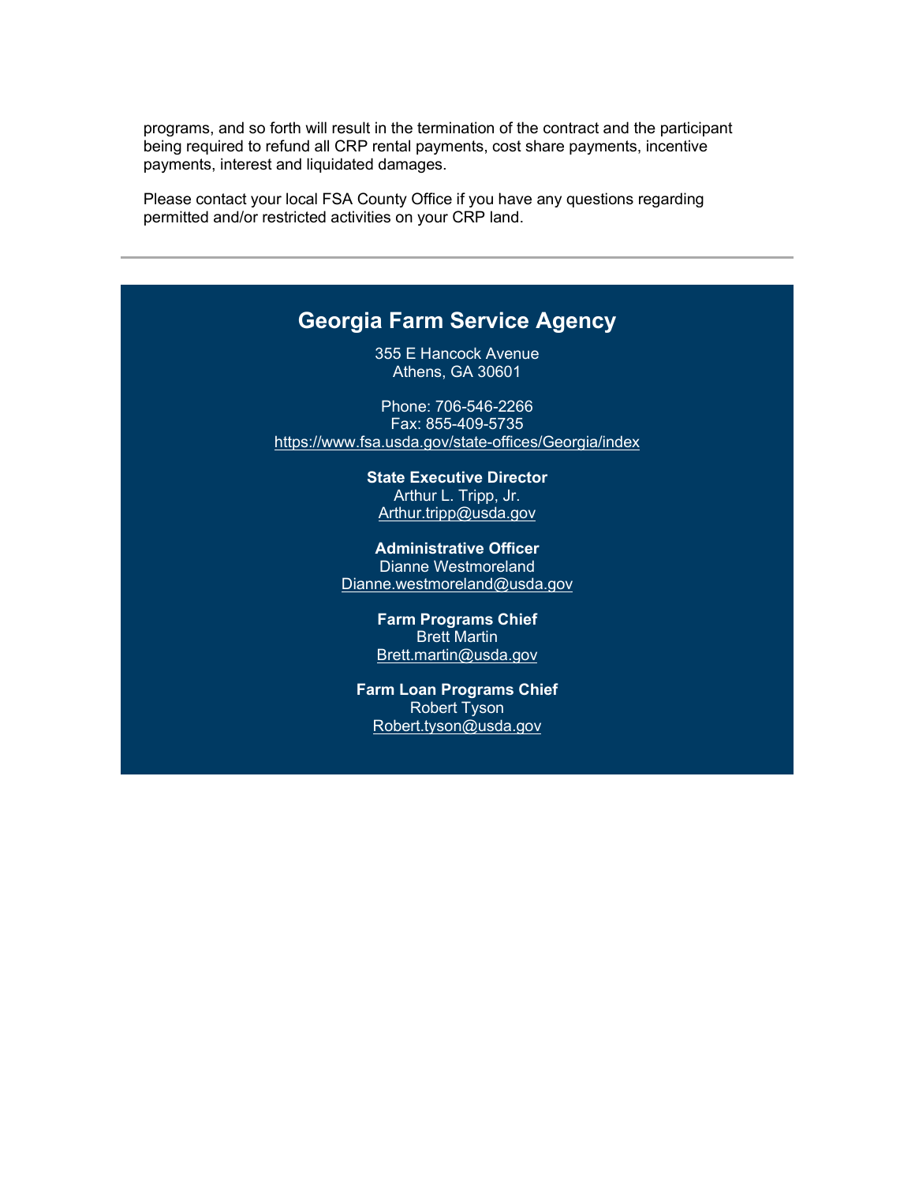programs, and so forth will result in the termination of the contract and the participant being required to refund all CRP rental payments, cost share payments, incentive payments, interest and liquidated damages.

Please contact your local FSA County Office if you have any questions regarding permitted and/or restricted activities on your CRP land.

---

## Georgia Farm Service Agency

355 E Hancock Avenue
Athens, GA 30601

Phone: 706-546-2266
Fax: 855-409-5735
https://www.fsa.usda.gov/state-offices/Georgia/index

**State Executive Director**
Arthur L. Tripp, Jr.
Arthur.tripp@usda.gov

**Administrative Officer**
Dianne Westmoreland
Dianne.westmoreland@usda.gov

**Farm Programs Chief**
Brett Martin
Brett.martin@usda.gov

**Farm Loan Programs Chief**
Robert Tyson
Robert.tyson@usda.gov